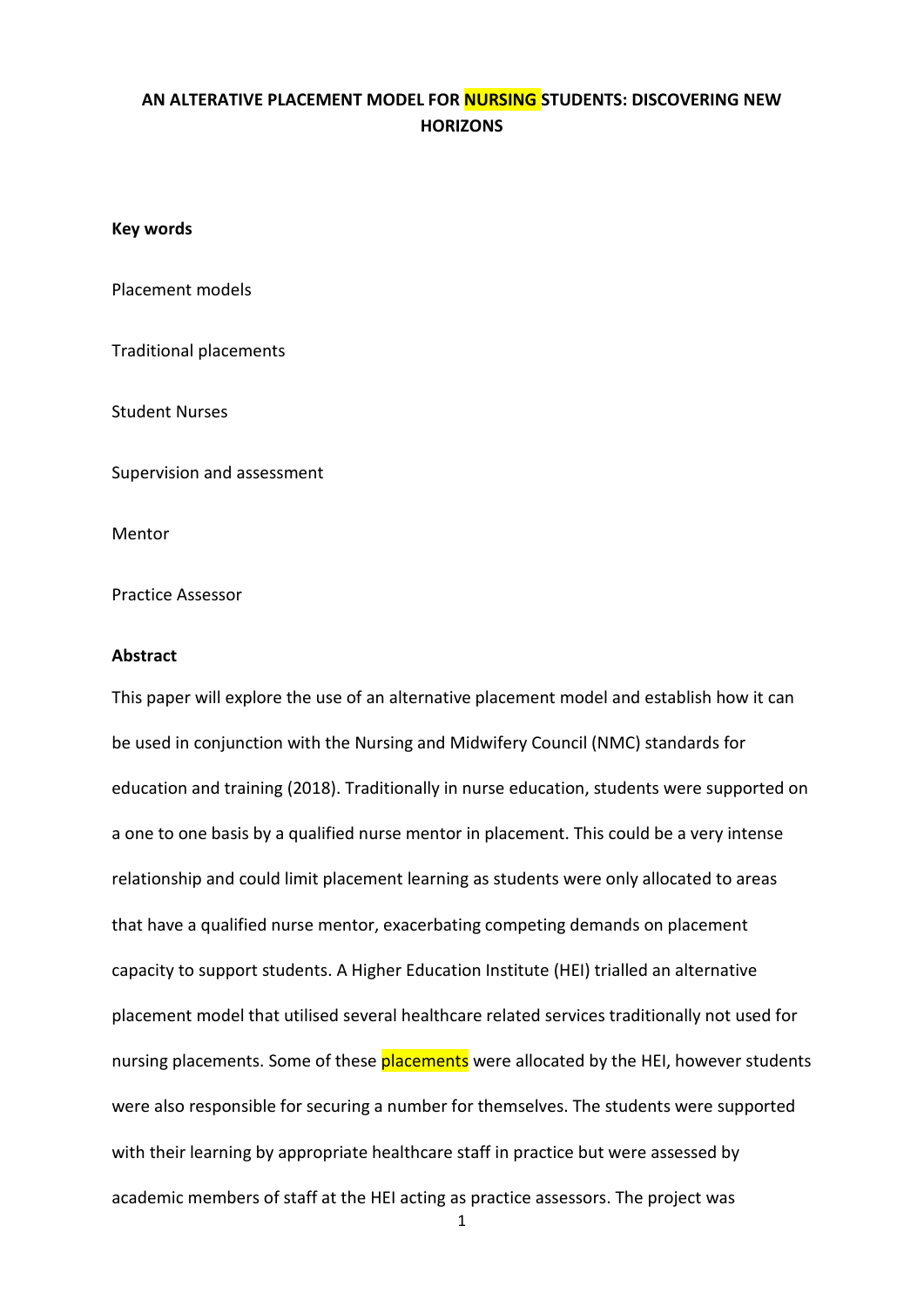# AN ALTERATIVE PLACEMENT MODEL FOR NURSING STUDENTS: DISCOVERING NEW HORIZONS

**Key words**

Placement models

Traditional placements

Student Nurses

Supervision and assessment

Mentor

Practice Assessor

**Abstract**

This paper will explore the use of an alternative placement model and establish how it can be used in conjunction with the Nursing and Midwifery Council (NMC) standards for education and training (2018). Traditionally in nurse education, students were supported on a one to one basis by a qualified nurse mentor in placement. This could be a very intense relationship and could limit placement learning as students were only allocated to areas that have a qualified nurse mentor, exacerbating competing demands on placement capacity to support students. A Higher Education Institute (HEI) trialled an alternative placement model that utilised several healthcare related services traditionally not used for nursing placements. Some of these placements were allocated by the HEI, however students were also responsible for securing a number for themselves. The students were supported with their learning by appropriate healthcare staff in practice but were assessed by academic members of staff at the HEI acting as practice assessors. The project was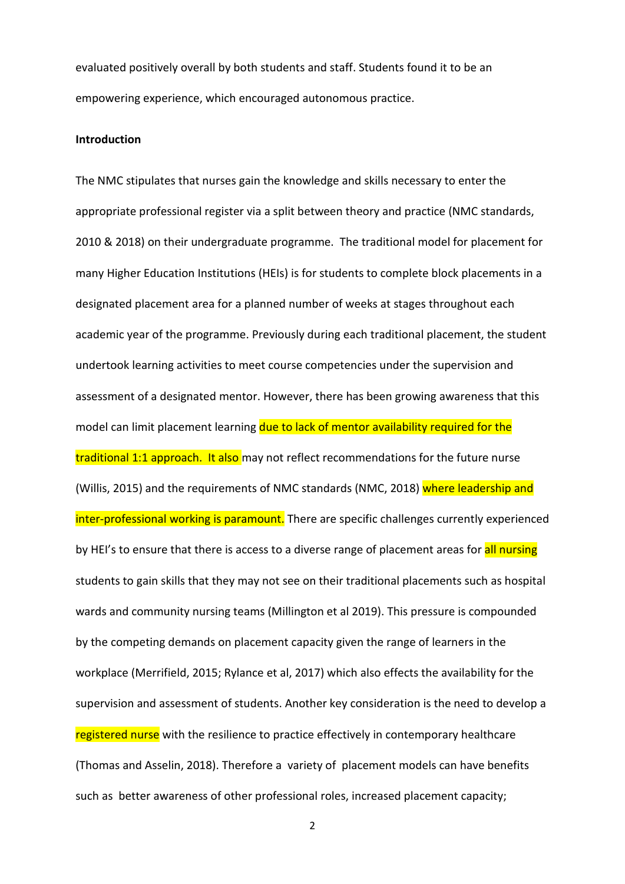evaluated positively overall by both students and staff. Students found it to be an empowering experience, which encouraged autonomous practice.

**Introduction**

The NMC stipulates that nurses gain the knowledge and skills necessary to enter the appropriate professional register via a split between theory and practice (NMC standards, 2010 & 2018) on their undergraduate programme. The traditional model for placement for many Higher Education Institutions (HEIs) is for students to complete block placements in a designated placement area for a planned number of weeks at stages throughout each academic year of the programme. Previously during each traditional placement, the student undertook learning activities to meet course competencies under the supervision and assessment of a designated mentor. However, there has been growing awareness that this model can limit placement learning due to lack of mentor availability required for the traditional 1:1 approach. It also may not reflect recommendations for the future nurse (Willis, 2015) and the requirements of NMC standards (NMC, 2018) where leadership and inter-professional working is paramount. There are specific challenges currently experienced by HEI's to ensure that there is access to a diverse range of placement areas for all nursing students to gain skills that they may not see on their traditional placements such as hospital wards and community nursing teams (Millington et al 2019). This pressure is compounded by the competing demands on placement capacity given the range of learners in the workplace (Merrifield, 2015; Rylance et al, 2017) which also effects the availability for the supervision and assessment of students. Another key consideration is the need to develop a registered nurse with the resilience to practice effectively in contemporary healthcare (Thomas and Asselin, 2018). Therefore a variety of placement models can have benefits such as better awareness of other professional roles, increased placement capacity;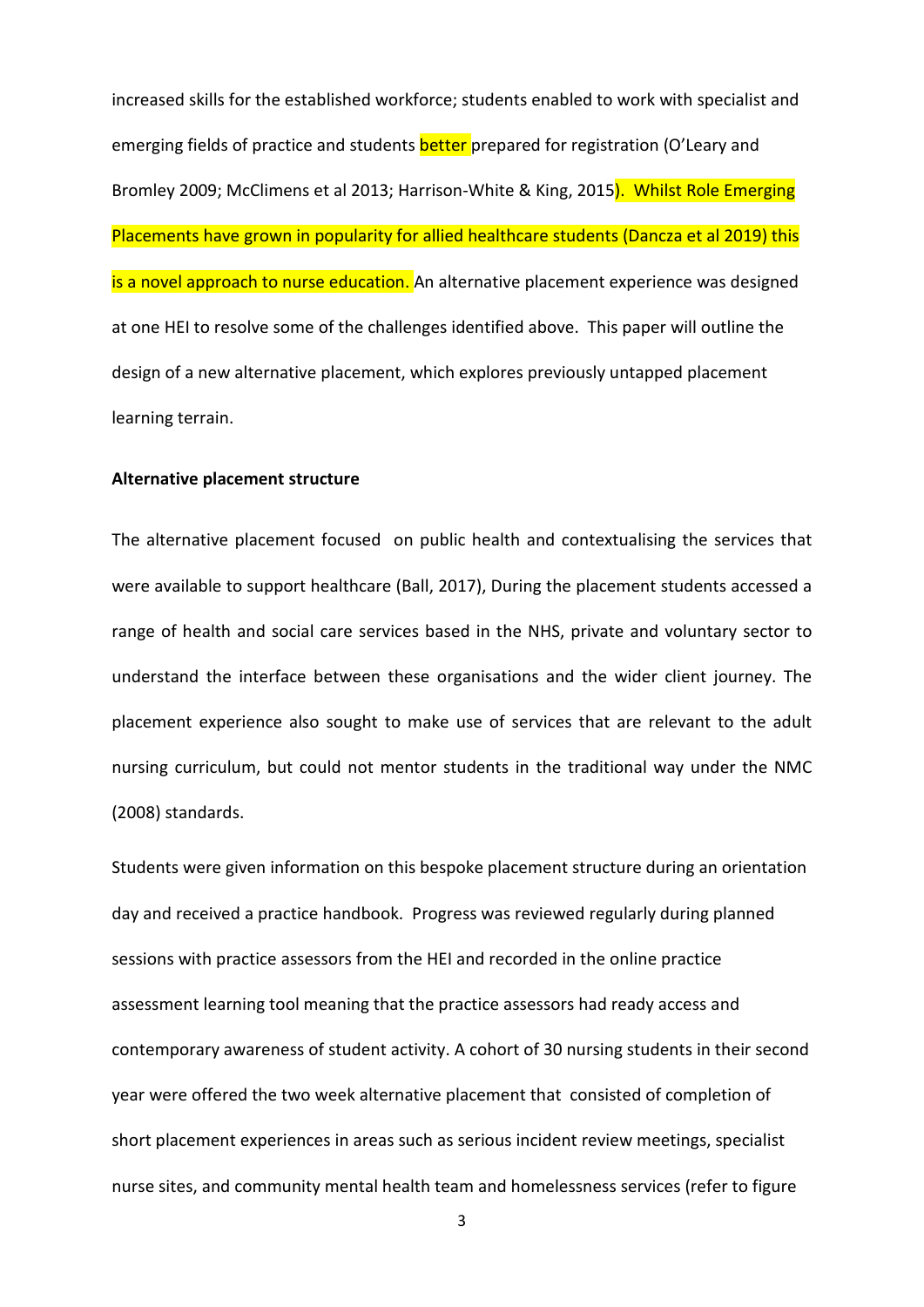increased skills for the established workforce; students enabled to work with specialist and emerging fields of practice and students better prepared for registration (O'Leary and Bromley 2009; McClimens et al 2013; Harrison-White & King, 2015). Whilst Role Emerging Placements have grown in popularity for allied healthcare students (Dancza et al 2019) this is a novel approach to nurse education. An alternative placement experience was designed at one HEI to resolve some of the challenges identified above. This paper will outline the design of a new alternative placement, which explores previously untapped placement learning terrain.

**Alternative placement structure**

The alternative placement focused on public health and contextualising the services that were available to support healthcare (Ball, 2017), During the placement students accessed a range of health and social care services based in the NHS, private and voluntary sector to understand the interface between these organisations and the wider client journey. The placement experience also sought to make use of services that are relevant to the adult nursing curriculum, but could not mentor students in the traditional way under the NMC (2008) standards.

Students were given information on this bespoke placement structure during an orientation day and received a practice handbook. Progress was reviewed regularly during planned sessions with practice assessors from the HEI and recorded in the online practice assessment learning tool meaning that the practice assessors had ready access and contemporary awareness of student activity. A cohort of 30 nursing students in their second year were offered the two week alternative placement that consisted of completion of short placement experiences in areas such as serious incident review meetings, specialist nurse sites, and community mental health team and homelessness services (refer to figure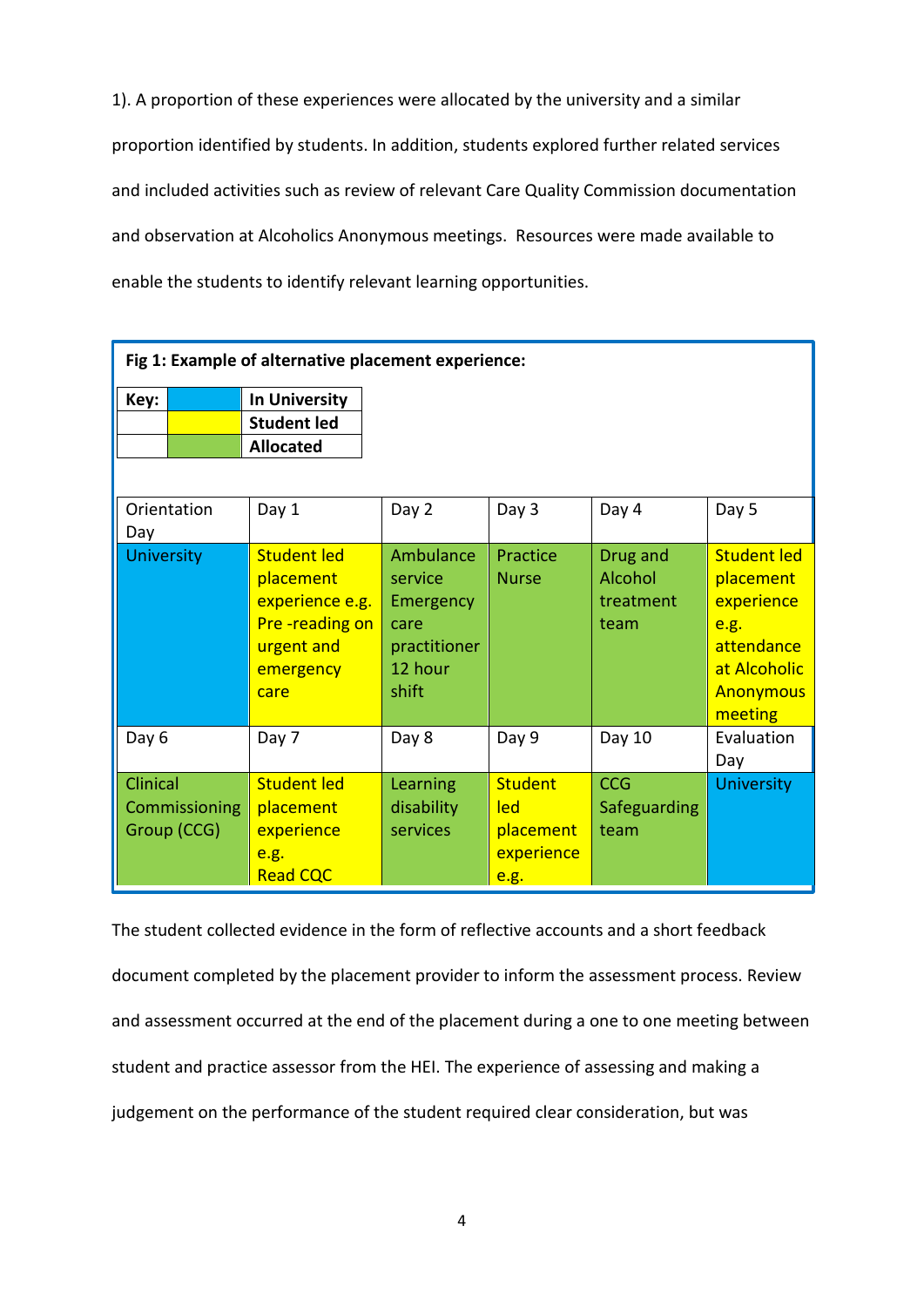1). A proportion of these experiences were allocated by the university and a similar proportion identified by students. In addition, students explored further related services and included activities such as review of relevant Care Quality Commission documentation and observation at Alcoholics Anonymous meetings. Resources were made available to enable the students to identify relevant learning opportunities.

**Fig 1: Example of alternative placement experience:**

| Key: | | |
|---|---|---|
| | (blue) | **In University** |
| | (yellow) | **Student led** |
| | (green) | **Allocated** |

| Orientation Day | Day 1 | Day 2 | Day 3 | Day 4 | Day 5 |
|---|---|---|---|---|---|
| University | Student led placement experience e.g. Pre -reading on urgent and emergency care | Ambulance service Emergency care practitioner 12 hour shift | Practice Nurse | Drug and Alcohol treatment team | Student led placement experience e.g. attendance at Alcoholic Anonymous meeting |
| **Day 6** | **Day 7** | **Day 8** | **Day 9** | **Day 10** | **Evaluation Day** |
| Clinical Commissioning Group (CCG) | Student led placement experience e.g. Read CQC | Learning disability services | Student led placement experience e.g. | CCG Safeguarding team | University |

The student collected evidence in the form of reflective accounts and a short feedback document completed by the placement provider to inform the assessment process. Review and assessment occurred at the end of the placement during a one to one meeting between student and practice assessor from the HEI. The experience of assessing and making a judgement on the performance of the student required clear consideration, but was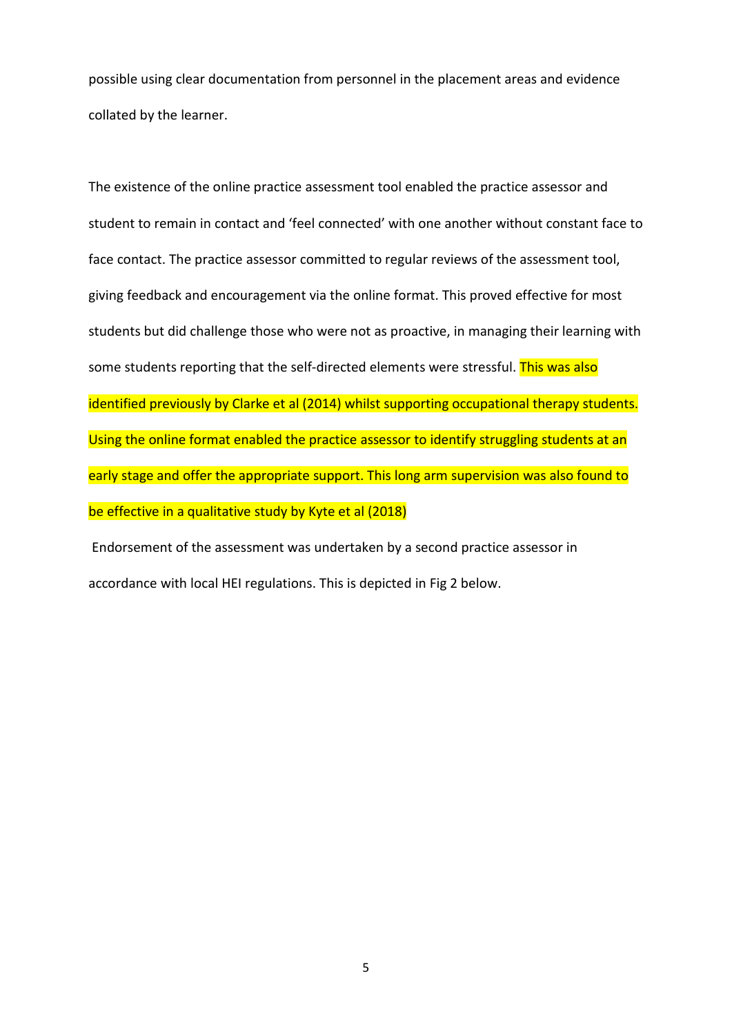possible using clear documentation from personnel in the placement areas and evidence collated by the learner.

The existence of the online practice assessment tool enabled the practice assessor and student to remain in contact and 'feel connected' with one another without constant face to face contact. The practice assessor committed to regular reviews of the assessment tool, giving feedback and encouragement via the online format. This proved effective for most students but did challenge those who were not as proactive, in managing their learning with some students reporting that the self-directed elements were stressful. This was also identified previously by Clarke et al (2014) whilst supporting occupational therapy students. Using the online format enabled the practice assessor to identify struggling students at an early stage and offer the appropriate support. This long arm supervision was also found to be effective in a qualitative study by Kyte et al (2018)

Endorsement of the assessment was undertaken by a second practice assessor in accordance with local HEI regulations. This is depicted in Fig 2 below.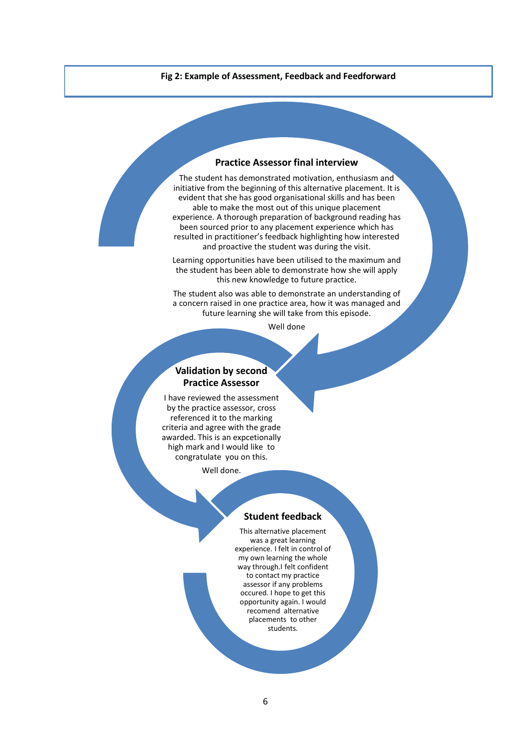**Fig 2: Example of Assessment, Feedback and Feedforward**

### Practice Assessor final interview

The student has demonstrated motivation, enthusiasm and initiative from the beginning of this alternative placement. It is evident that she has good organisational skills and has been able to make the most out of this unique placement experience. A thorough preparation of background reading has been sourced prior to any placement experience which has resulted in practitioner's feedback highlighting how interested and proactive the student was during the visit.

Learning opportunities have been utilised to the maximum and the student has been able to demonstrate how she will apply this new knowledge to future practice.

The student also was able to demonstrate an understanding of a concern raised in one practice area, how it was managed and future learning she will take from this episode.

Well done

### Validation by second Practice Assessor

I have reviewed the assessment by the practice assessor, cross referenced it to the marking criteria and agree with the grade awarded. This is an expcetionally high mark and I would like to congratulate you on this.

Well done.

### Student feedback

This alternative placement was a great learning experience. I felt in control of my own learning the whole way through.I felt confident to contact my practice assessor if any problems occured. I hope to get this opportunity again. I would recomend alternative placements to other students.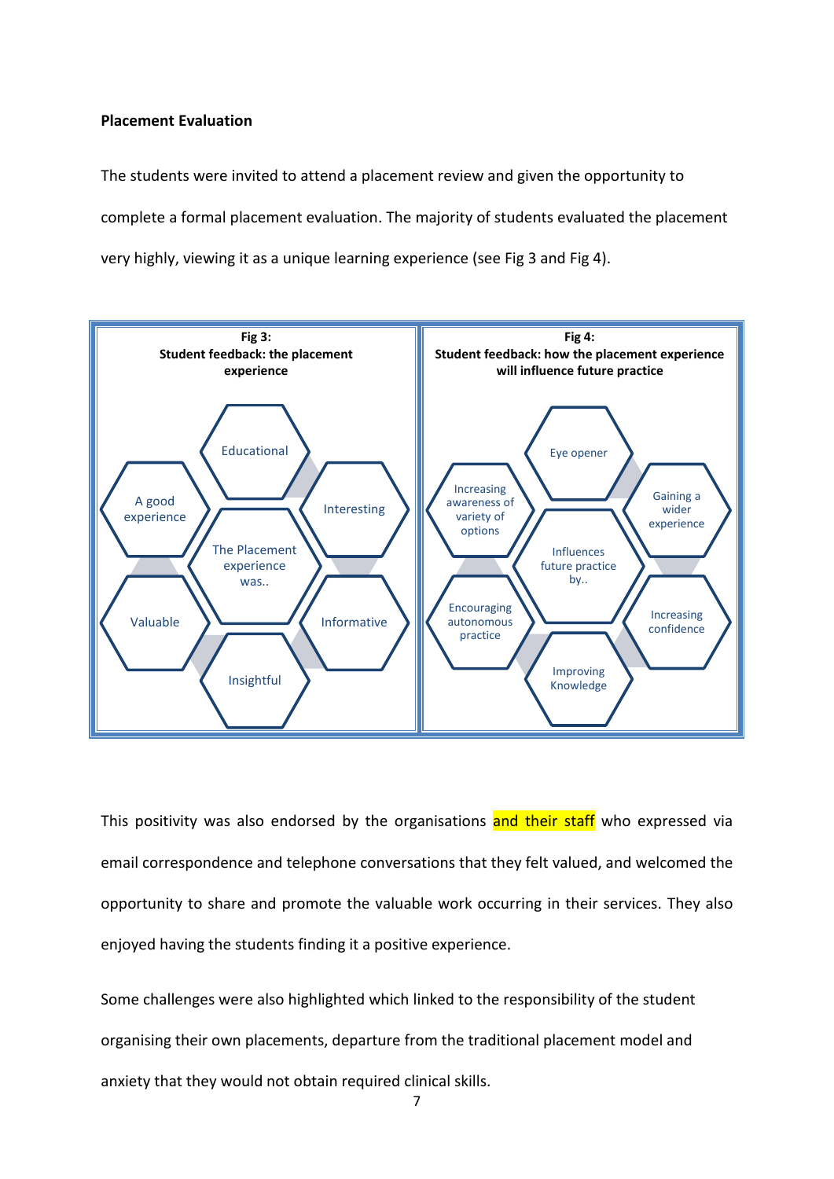**Placement Evaluation**

The students were invited to attend a placement review and given the opportunity to complete a formal placement evaluation. The majority of students evaluated the placement very highly, viewing it as a unique learning experience (see Fig 3 and Fig 4).

**Fig 3: Student feedback: the placement experience**

The Placement experience was..

- Educational
- Interesting
- Informative
- Insightful
- Valuable
- A good experience

**Fig 4: Student feedback: how the placement experience will influence future practice**

Influences future practice by..

- Eye opener
- Gaining a wider experience
- Increasing confidence
- Improving Knowledge
- Encouraging autonomous practice
- Increasing awareness of variety of options

This positivity was also endorsed by the organisations and their staff who expressed via email correspondence and telephone conversations that they felt valued, and welcomed the opportunity to share and promote the valuable work occurring in their services. They also enjoyed having the students finding it a positive experience.

Some challenges were also highlighted which linked to the responsibility of the student organising their own placements, departure from the traditional placement model and anxiety that they would not obtain required clinical skills.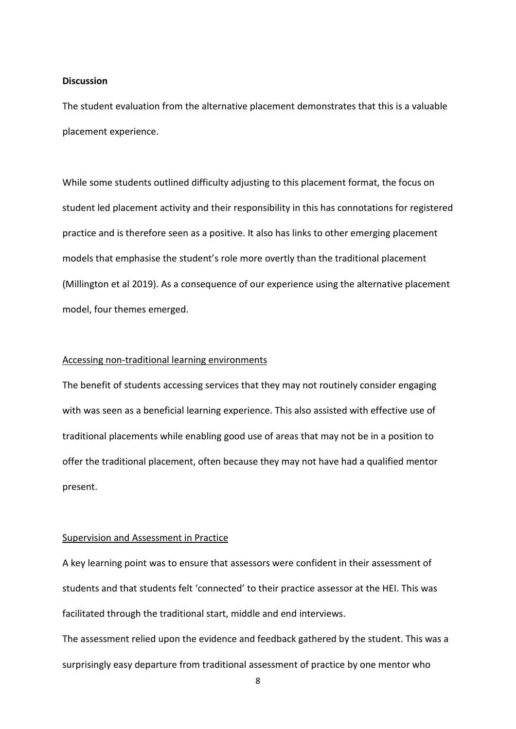**Discussion**

The student evaluation from the alternative placement demonstrates that this is a valuable placement experience.

While some students outlined difficulty adjusting to this placement format, the focus on student led placement activity and their responsibility in this has connotations for registered practice and is therefore seen as a positive. It also has links to other emerging placement models that emphasise the student's role more overtly than the traditional placement (Millington et al 2019). As a consequence of our experience using the alternative placement model, four themes emerged.

Accessing non-traditional learning environments

The benefit of students accessing services that they may not routinely consider engaging with was seen as a beneficial learning experience. This also assisted with effective use of traditional placements while enabling good use of areas that may not be in a position to offer the traditional placement, often because they may not have had a qualified mentor present.

Supervision and Assessment in Practice

A key learning point was to ensure that assessors were confident in their assessment of students and that students felt 'connected' to their practice assessor at the HEI. This was facilitated through the traditional start, middle and end interviews.

The assessment relied upon the evidence and feedback gathered by the student. This was a surprisingly easy departure from traditional assessment of practice by one mentor who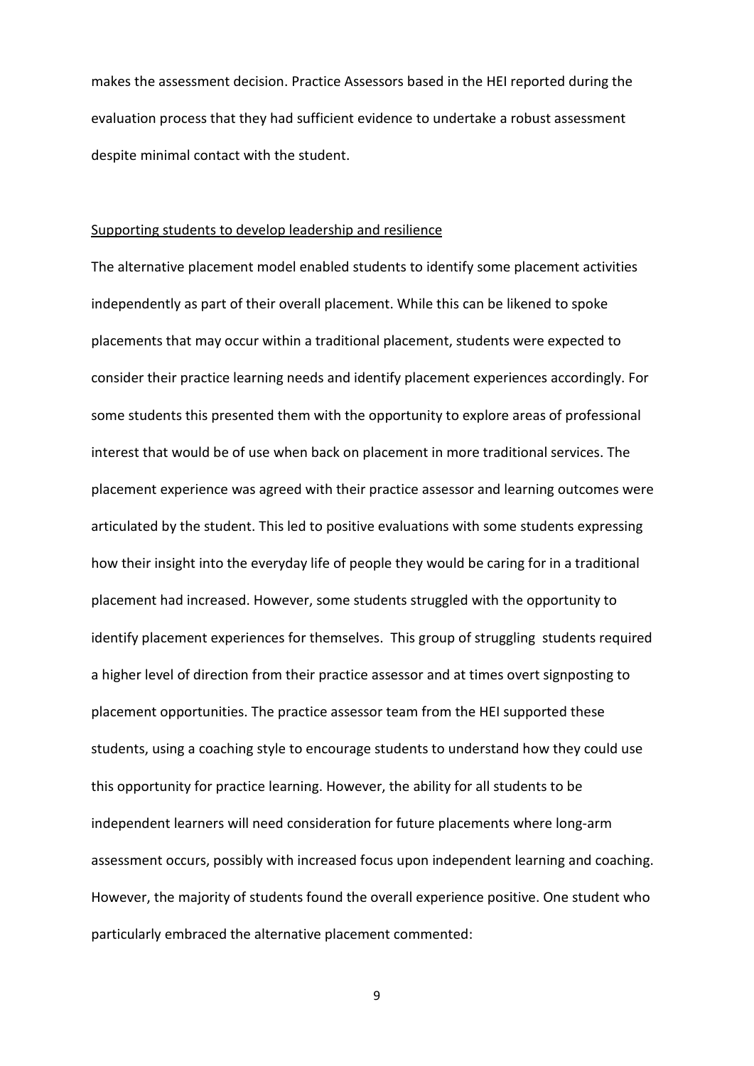makes the assessment decision. Practice Assessors based in the HEI reported during the evaluation process that they had sufficient evidence to undertake a robust assessment despite minimal contact with the student.

<u>Supporting students to develop leadership and resilience</u>

The alternative placement model enabled students to identify some placement activities independently as part of their overall placement. While this can be likened to spoke placements that may occur within a traditional placement, students were expected to consider their practice learning needs and identify placement experiences accordingly. For some students this presented them with the opportunity to explore areas of professional interest that would be of use when back on placement in more traditional services. The placement experience was agreed with their practice assessor and learning outcomes were articulated by the student. This led to positive evaluations with some students expressing how their insight into the everyday life of people they would be caring for in a traditional placement had increased. However, some students struggled with the opportunity to identify placement experiences for themselves. This group of struggling students required a higher level of direction from their practice assessor and at times overt signposting to placement opportunities. The practice assessor team from the HEI supported these students, using a coaching style to encourage students to understand how they could use this opportunity for practice learning. However, the ability for all students to be independent learners will need consideration for future placements where long-arm assessment occurs, possibly with increased focus upon independent learning and coaching. However, the majority of students found the overall experience positive. One student who particularly embraced the alternative placement commented: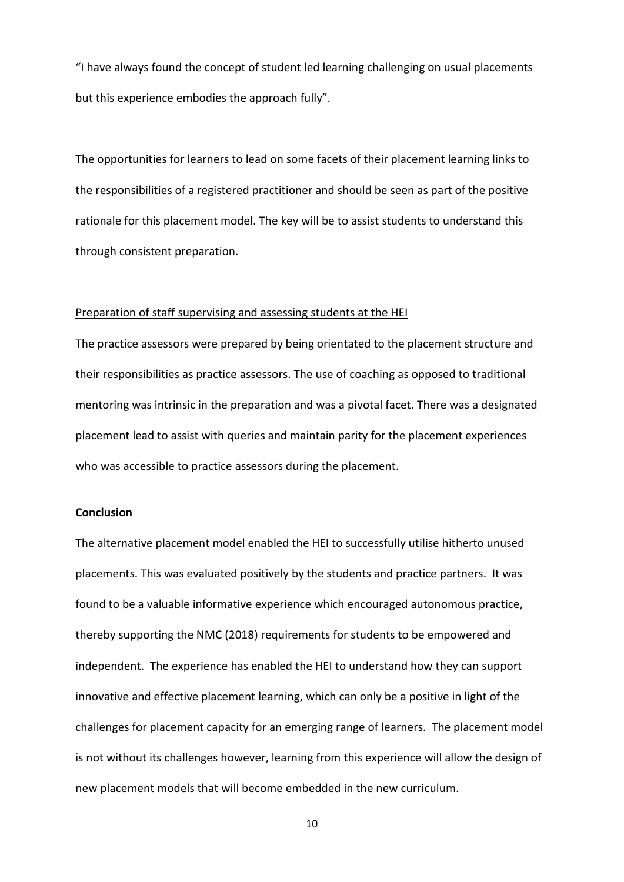"I have always found the concept of student led learning challenging on usual placements but this experience embodies the approach fully".

The opportunities for learners to lead on some facets of their placement learning links to the responsibilities of a registered practitioner and should be seen as part of the positive rationale for this placement model. The key will be to assist students to understand this through consistent preparation.

<u>Preparation of staff supervising and assessing students at the HEI</u>

The practice assessors were prepared by being orientated to the placement structure and their responsibilities as practice assessors. The use of coaching as opposed to traditional mentoring was intrinsic in the preparation and was a pivotal facet. There was a designated placement lead to assist with queries and maintain parity for the placement experiences who was accessible to practice assessors during the placement.

**Conclusion**

The alternative placement model enabled the HEI to successfully utilise hitherto unused placements. This was evaluated positively by the students and practice partners. It was found to be a valuable informative experience which encouraged autonomous practice, thereby supporting the NMC (2018) requirements for students to be empowered and independent. The experience has enabled the HEI to understand how they can support innovative and effective placement learning, which can only be a positive in light of the challenges for placement capacity for an emerging range of learners. The placement model is not without its challenges however, learning from this experience will allow the design of new placement models that will become embedded in the new curriculum.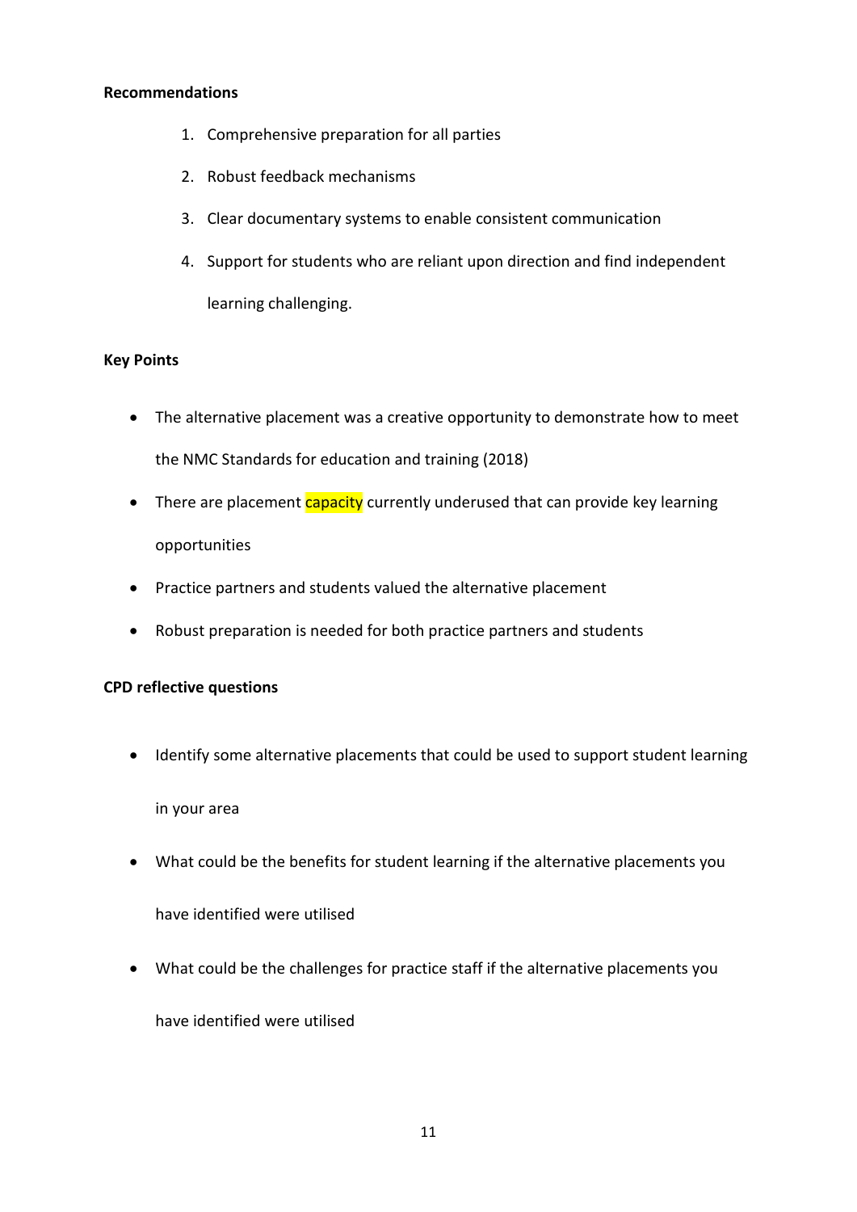**Recommendations**

1. Comprehensive preparation for all parties
2. Robust feedback mechanisms
3. Clear documentary systems to enable consistent communication
4. Support for students who are reliant upon direction and find independent learning challenging.

**Key Points**

- The alternative placement was a creative opportunity to demonstrate how to meet the NMC Standards for education and training (2018)
- There are placement capacity currently underused that can provide key learning opportunities
- Practice partners and students valued the alternative placement
- Robust preparation is needed for both practice partners and students

**CPD reflective questions**

- Identify some alternative placements that could be used to support student learning in your area
- What could be the benefits for student learning if the alternative placements you have identified were utilised
- What could be the challenges for practice staff if the alternative placements you have identified were utilised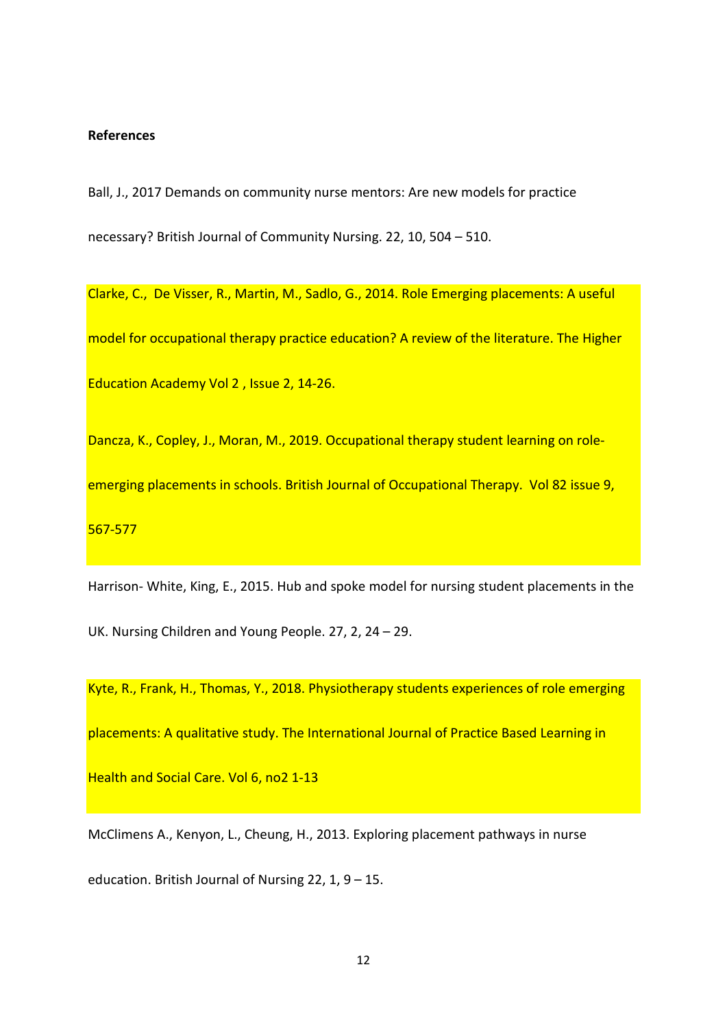**References**

Ball, J., 2017 Demands on community nurse mentors: Are new models for practice necessary? British Journal of Community Nursing. 22, 10, 504 – 510.

Clarke, C., De Visser, R., Martin, M., Sadlo, G., 2014. Role Emerging placements: A useful model for occupational therapy practice education? A review of the literature. The Higher Education Academy Vol 2 , Issue 2, 14-26.

Dancza, K., Copley, J., Moran, M., 2019. Occupational therapy student learning on role-emerging placements in schools. British Journal of Occupational Therapy. Vol 82 issue 9, 567-577

Harrison- White, King, E., 2015. Hub and spoke model for nursing student placements in the UK. Nursing Children and Young People. 27, 2, 24 – 29.

Kyte, R., Frank, H., Thomas, Y., 2018. Physiotherapy students experiences of role emerging placements: A qualitative study. The International Journal of Practice Based Learning in Health and Social Care. Vol 6, no2 1-13

McClimens A., Kenyon, L., Cheung, H., 2013. Exploring placement pathways in nurse education. British Journal of Nursing 22, 1, 9 – 15.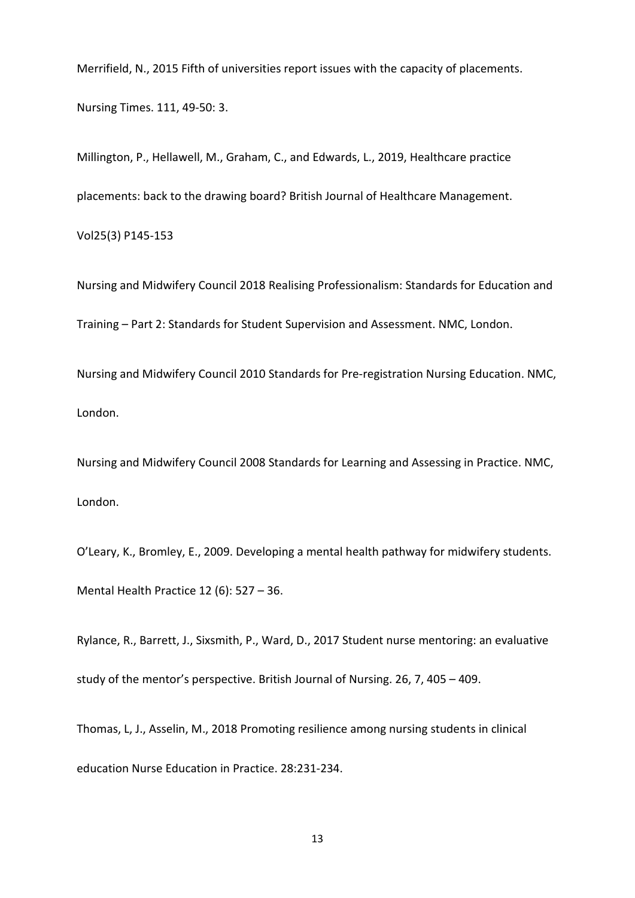Merrifield, N., 2015 Fifth of universities report issues with the capacity of placements. Nursing Times. 111, 49-50: 3.

Millington, P., Hellawell, M., Graham, C., and Edwards, L., 2019, Healthcare practice placements: back to the drawing board? British Journal of Healthcare Management. Vol25(3) P145-153

Nursing and Midwifery Council 2018 Realising Professionalism: Standards for Education and Training – Part 2: Standards for Student Supervision and Assessment. NMC, London.

Nursing and Midwifery Council 2010 Standards for Pre-registration Nursing Education. NMC, London.

Nursing and Midwifery Council 2008 Standards for Learning and Assessing in Practice. NMC, London.

O'Leary, K., Bromley, E., 2009. Developing a mental health pathway for midwifery students. Mental Health Practice 12 (6): 527 – 36.

Rylance, R., Barrett, J., Sixsmith, P., Ward, D., 2017 Student nurse mentoring: an evaluative study of the mentor's perspective. British Journal of Nursing. 26, 7, 405 – 409.

Thomas, L, J., Asselin, M., 2018 Promoting resilience among nursing students in clinical education Nurse Education in Practice. 28:231-234.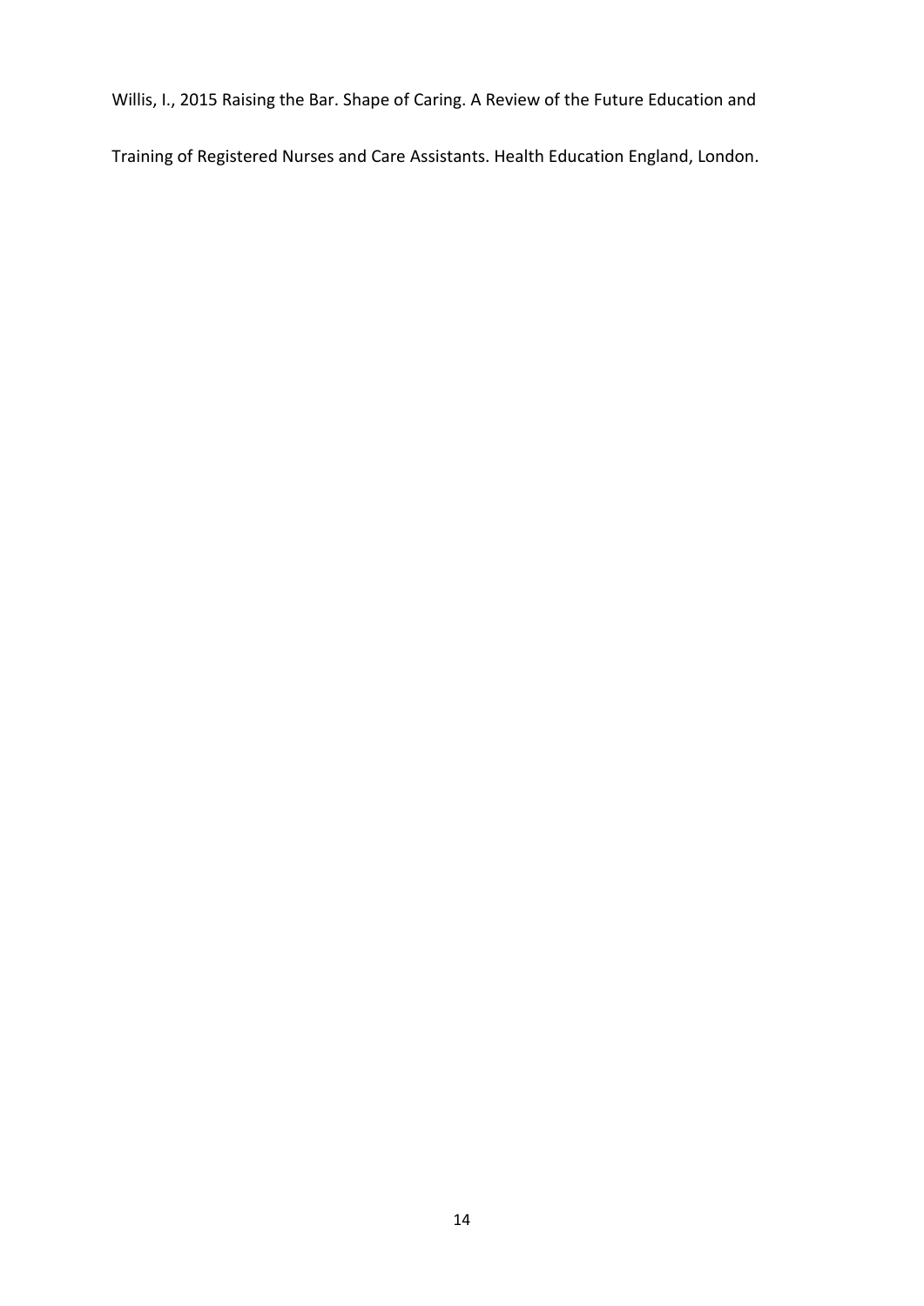Willis, I., 2015 Raising the Bar. Shape of Caring. A Review of the Future Education and Training of Registered Nurses and Care Assistants. Health Education England, London.